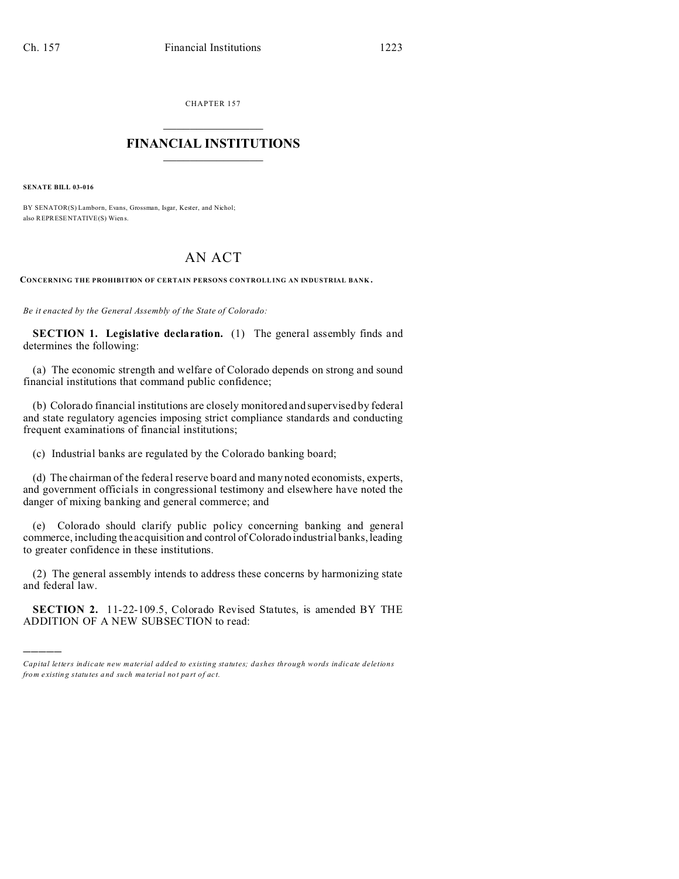CHAPTER 157

# FINANCIAL INSTITUTIONS

**SENATE BILL 03-016**

BY SENATOR(S) Lamborn, Evans, Grossman, Isgar, Kester, and Nichol;
also REPRESENTATIVE(S) Wiens.

# AN ACT

**CONCERNING THE PROHIBITION OF CERTAIN PERSONS CONTROLLING AN INDUSTRIAL BANK.**

*Be it enacted by the General Assembly of the State of Colorado:*

**SECTION 1. Legislative declaration.** (1) The general assembly finds and determines the following:

(a) The economic strength and welfare of Colorado depends on strong and sound financial institutions that command public confidence;

(b) Colorado financial institutions are closely monitored and supervised by federal and state regulatory agencies imposing strict compliance standards and conducting frequent examinations of financial institutions;

(c) Industrial banks are regulated by the Colorado banking board;

(d) The chairman of the federal reserve board and many noted economists, experts, and government officials in congressional testimony and elsewhere have noted the danger of mixing banking and general commerce; and

(e) Colorado should clarify public policy concerning banking and general commerce, including the acquisition and control of Colorado industrial banks, leading to greater confidence in these institutions.

(2) The general assembly intends to address these concerns by harmonizing state and federal law.

**SECTION 2.** 11-22-109.5, Colorado Revised Statutes, is amended BY THE ADDITION OF A NEW SUBSECTION to read:

---

*Capital letters indicate new material added to existing statutes; dashes through words indicate deletions from existing statutes and such material not part of act.*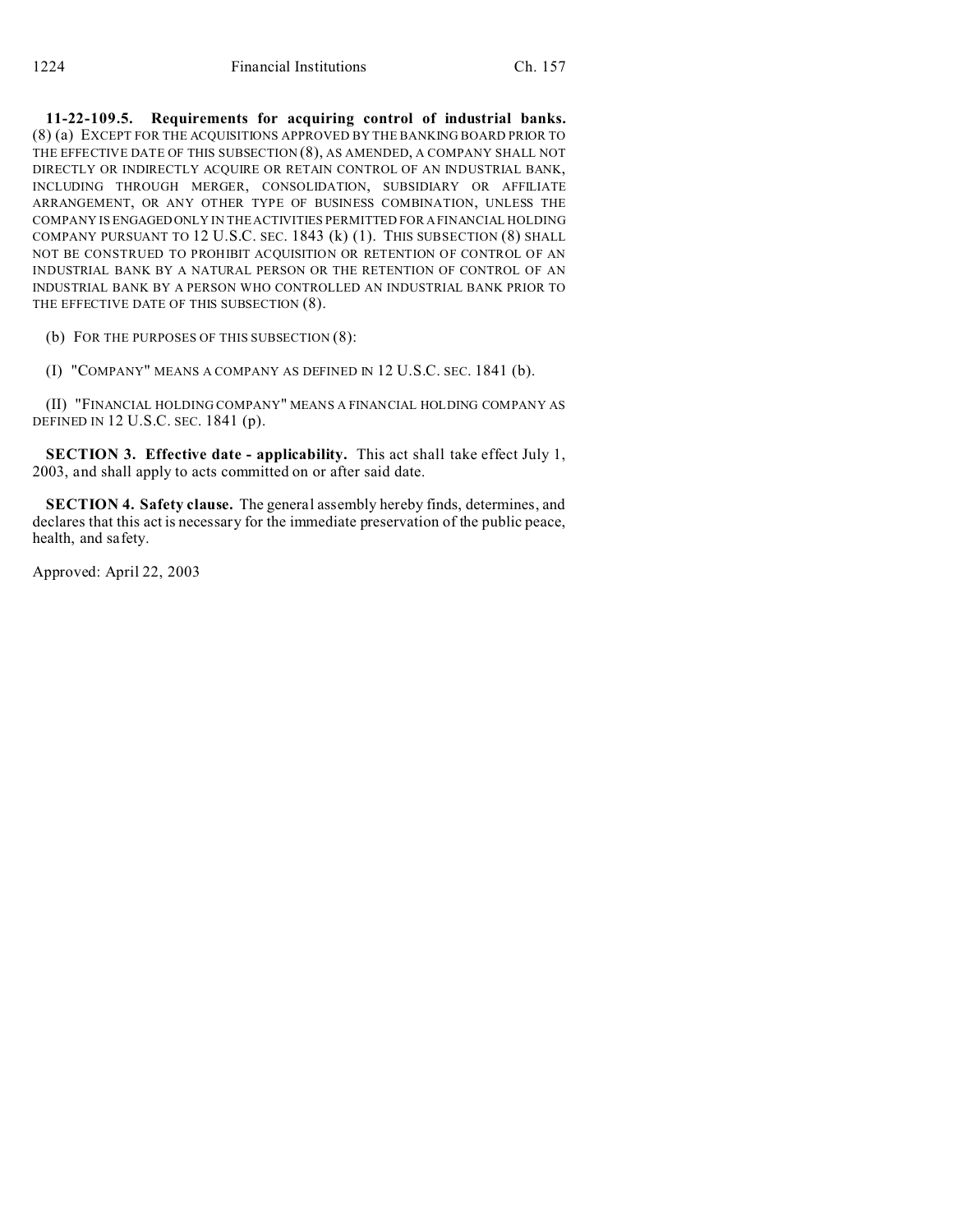**11-22-109.5. Requirements for acquiring control of industrial banks.** (8) (a) EXCEPT FOR THE ACQUISITIONS APPROVED BY THE BANKING BOARD PRIOR TO THE EFFECTIVE DATE OF THIS SUBSECTION (8), AS AMENDED, A COMPANY SHALL NOT DIRECTLY OR INDIRECTLY ACQUIRE OR RETAIN CONTROL OF AN INDUSTRIAL BANK, INCLUDING THROUGH MERGER, CONSOLIDATION, SUBSIDIARY OR AFFILIATE ARRANGEMENT, OR ANY OTHER TYPE OF BUSINESS COMBINATION, UNLESS THE COMPANY IS ENGAGED ONLY IN THE ACTIVITIES PERMITTED FOR A FINANCIAL HOLDING COMPANY PURSUANT TO 12 U.S.C. SEC. 1843 (k) (1). THIS SUBSECTION (8) SHALL NOT BE CONSTRUED TO PROHIBIT ACQUISITION OR RETENTION OF CONTROL OF AN INDUSTRIAL BANK BY A NATURAL PERSON OR THE RETENTION OF CONTROL OF AN INDUSTRIAL BANK BY A PERSON WHO CONTROLLED AN INDUSTRIAL BANK PRIOR TO THE EFFECTIVE DATE OF THIS SUBSECTION (8).

(b) FOR THE PURPOSES OF THIS SUBSECTION (8):

(I) "COMPANY" MEANS A COMPANY AS DEFINED IN 12 U.S.C. SEC. 1841 (b).

(II) "FINANCIAL HOLDING COMPANY" MEANS A FINANCIAL HOLDING COMPANY AS DEFINED IN 12 U.S.C. SEC. 1841 (p).

**SECTION 3. Effective date - applicability.** This act shall take effect July 1, 2003, and shall apply to acts committed on or after said date.

**SECTION 4. Safety clause.** The general assembly hereby finds, determines, and declares that this act is necessary for the immediate preservation of the public peace, health, and safety.

Approved: April 22, 2003